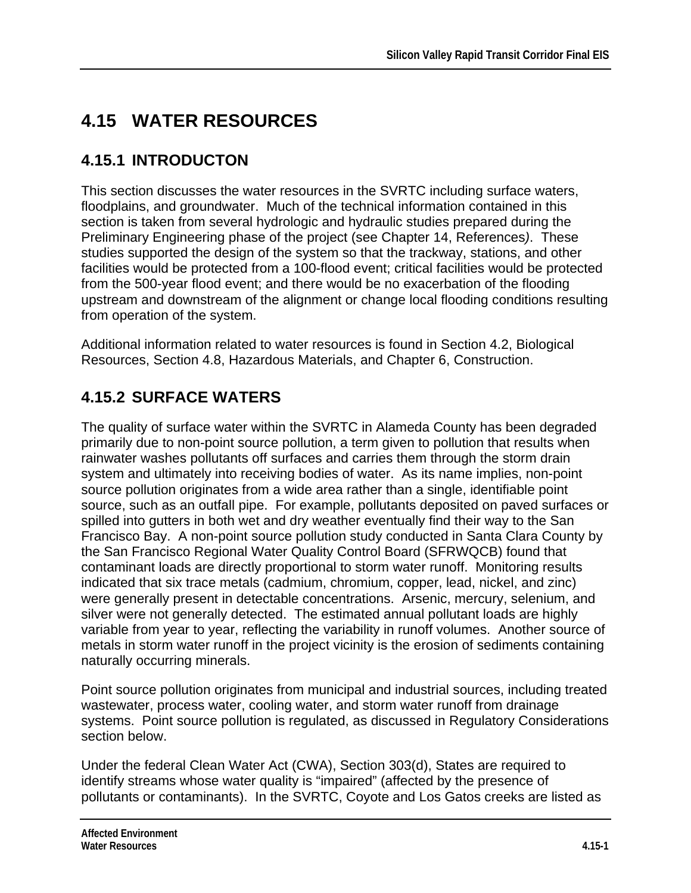# 4.15 WATER RESOURCES

## 4.15.1 INTRODUCTON

This section discusses the water resources in the SVRTC including surface waters, floodplains, and groundwater. Much of the technical information contained in this section is taken from several hydrologic and hydraulic studies prepared during the Preliminary Engineering phase of the project (see Chapter 14, References*)*. These studies supported the design of the system so that the trackway, stations, and other facilities would be protected from a 100-flood event; critical facilities would be protected from the 500-year flood event; and there would be no exacerbation of the flooding upstream and downstream of the alignment or change local flooding conditions resulting from operation of the system.

Additional information related to water resources is found in Section 4.2, Biological Resources, Section 4.8, Hazardous Materials, and Chapter 6, Construction.

## 4.15.2 SURFACE WATERS

The quality of surface water within the SVRTC in Alameda County has been degraded primarily due to non-point source pollution, a term given to pollution that results when rainwater washes pollutants off surfaces and carries them through the storm drain system and ultimately into receiving bodies of water. As its name implies, non-point source pollution originates from a wide area rather than a single, identifiable point source, such as an outfall pipe. For example, pollutants deposited on paved surfaces or spilled into gutters in both wet and dry weather eventually find their way to the San Francisco Bay. A non-point source pollution study conducted in Santa Clara County by the San Francisco Regional Water Quality Control Board (SFRWQCB) found that contaminant loads are directly proportional to storm water runoff. Monitoring results indicated that six trace metals (cadmium, chromium, copper, lead, nickel, and zinc) were generally present in detectable concentrations. Arsenic, mercury, selenium, and silver were not generally detected. The estimated annual pollutant loads are highly variable from year to year, reflecting the variability in runoff volumes. Another source of metals in storm water runoff in the project vicinity is the erosion of sediments containing naturally occurring minerals.

Point source pollution originates from municipal and industrial sources, including treated wastewater, process water, cooling water, and storm water runoff from drainage systems. Point source pollution is regulated, as discussed in Regulatory Considerations section below.

Under the federal Clean Water Act (CWA), Section 303(d), States are required to identify streams whose water quality is "impaired" (affected by the presence of pollutants or contaminants). In the SVRTC, Coyote and Los Gatos creeks are listed as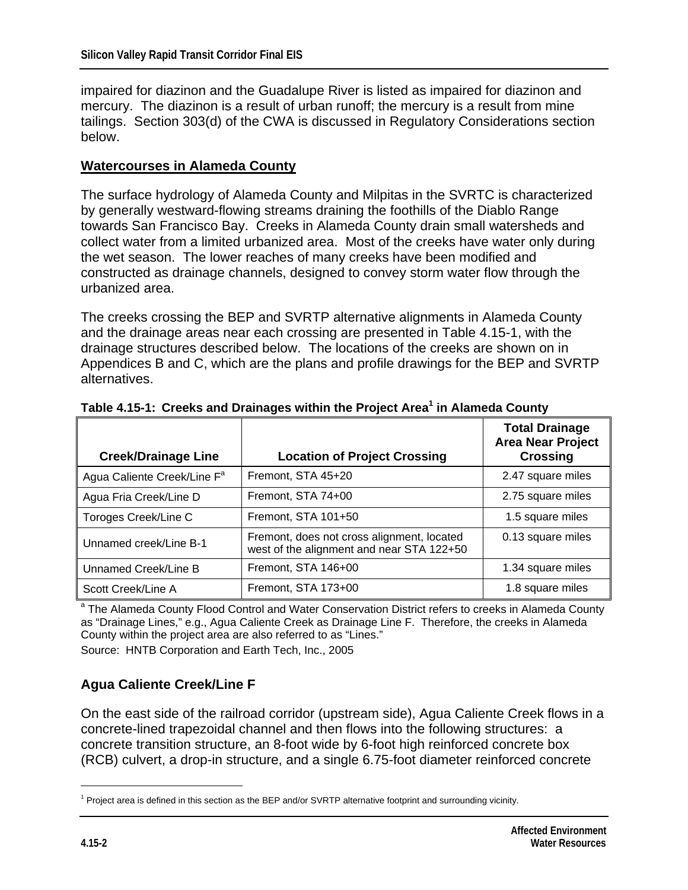impaired for diazinon and the Guadalupe River is listed as impaired for diazinon and mercury. The diazinon is a result of urban runoff; the mercury is a result from mine tailings. Section 303(d) of the CWA is discussed in Regulatory Considerations section below.

## Watercourses in Alameda County

The surface hydrology of Alameda County and Milpitas in the SVRTC is characterized by generally westward-flowing streams draining the foothills of the Diablo Range towards San Francisco Bay. Creeks in Alameda County drain small watersheds and collect water from a limited urbanized area. Most of the creeks have water only during the wet season. The lower reaches of many creeks have been modified and constructed as drainage channels, designed to convey storm water flow through the urbanized area.

The creeks crossing the BEP and SVRTP alternative alignments in Alameda County and the drainage areas near each crossing are presented in Table 4.15-1, with the drainage structures described below. The locations of the creeks are shown on in Appendices B and C, which are the plans and profile drawings for the BEP and SVRTP alternatives.

**Table 4.15-1: Creeks and Drainages within the Project Area[1] in Alameda County**

| Creek/Drainage Line | Location of Project Crossing | Total Drainage Area Near Project Crossing |
|---|---|---|
| Agua Caliente Creek/Line F[a] | Fremont, STA 45+20 | 2.47 square miles |
| Agua Fria Creek/Line D | Fremont, STA 74+00 | 2.75 square miles |
| Toroges Creek/Line C | Fremont, STA 101+50 | 1.5 square miles |
| Unnamed creek/Line B-1 | Fremont, does not cross alignment, located west of the alignment and near STA 122+50 | 0.13 square miles |
| Unnamed Creek/Line B | Fremont, STA 146+00 | 1.34 square miles |
| Scott Creek/Line A | Fremont, STA 173+00 | 1.8 square miles |

[a] The Alameda County Flood Control and Water Conservation District refers to creeks in Alameda County as "Drainage Lines," e.g., Agua Caliente Creek as Drainage Line F. Therefore, the creeks in Alameda County within the project area are also referred to as "Lines."

Source: HNTB Corporation and Earth Tech, Inc., 2005

### Agua Caliente Creek/Line F

On the east side of the railroad corridor (upstream side), Agua Caliente Creek flows in a concrete-lined trapezoidal channel and then flows into the following structures: a concrete transition structure, an 8-foot wide by 6-foot high reinforced concrete box (RCB) culvert, a drop-in structure, and a single 6.75-foot diameter reinforced concrete

[1] Project area is defined in this section as the BEP and/or SVRTP alternative footprint and surrounding vicinity.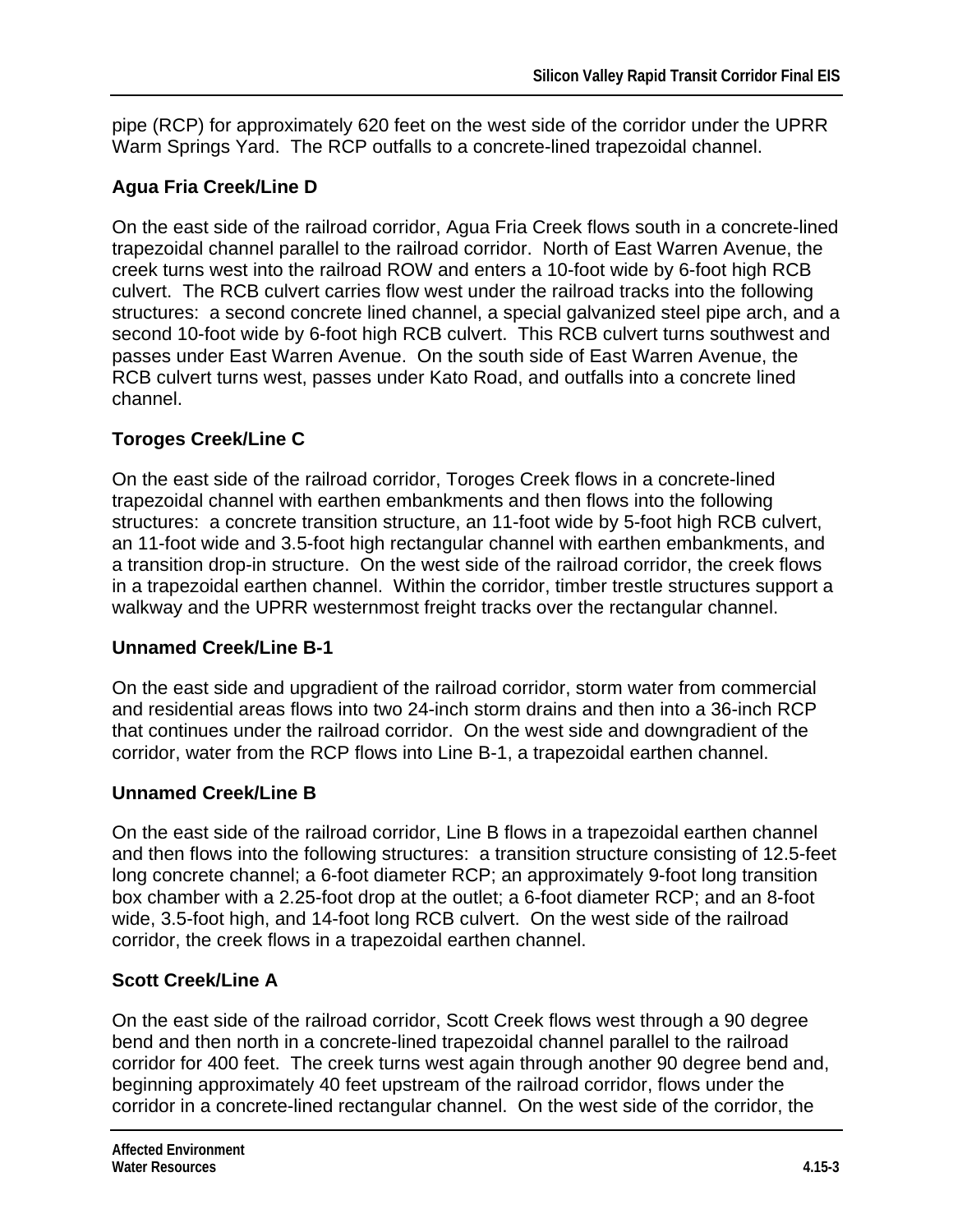pipe (RCP) for approximately 620 feet on the west side of the corridor under the UPRR Warm Springs Yard. The RCP outfalls to a concrete-lined trapezoidal channel.

### Agua Fria Creek/Line D

On the east side of the railroad corridor, Agua Fria Creek flows south in a concrete-lined trapezoidal channel parallel to the railroad corridor. North of East Warren Avenue, the creek turns west into the railroad ROW and enters a 10-foot wide by 6-foot high RCB culvert. The RCB culvert carries flow west under the railroad tracks into the following structures: a second concrete lined channel, a special galvanized steel pipe arch, and a second 10-foot wide by 6-foot high RCB culvert. This RCB culvert turns southwest and passes under East Warren Avenue. On the south side of East Warren Avenue, the RCB culvert turns west, passes under Kato Road, and outfalls into a concrete lined channel.

### Toroges Creek/Line C

On the east side of the railroad corridor, Toroges Creek flows in a concrete-lined trapezoidal channel with earthen embankments and then flows into the following structures: a concrete transition structure, an 11-foot wide by 5-foot high RCB culvert, an 11-foot wide and 3.5-foot high rectangular channel with earthen embankments, and a transition drop-in structure. On the west side of the railroad corridor, the creek flows in a trapezoidal earthen channel. Within the corridor, timber trestle structures support a walkway and the UPRR westernmost freight tracks over the rectangular channel.

### Unnamed Creek/Line B-1

On the east side and upgradient of the railroad corridor, storm water from commercial and residential areas flows into two 24-inch storm drains and then into a 36-inch RCP that continues under the railroad corridor. On the west side and downgradient of the corridor, water from the RCP flows into Line B-1, a trapezoidal earthen channel.

### Unnamed Creek/Line B

On the east side of the railroad corridor, Line B flows in a trapezoidal earthen channel and then flows into the following structures: a transition structure consisting of 12.5-feet long concrete channel; a 6-foot diameter RCP; an approximately 9-foot long transition box chamber with a 2.25-foot drop at the outlet; a 6-foot diameter RCP; and an 8-foot wide, 3.5-foot high, and 14-foot long RCB culvert. On the west side of the railroad corridor, the creek flows in a trapezoidal earthen channel.

### Scott Creek/Line A

On the east side of the railroad corridor, Scott Creek flows west through a 90 degree bend and then north in a concrete-lined trapezoidal channel parallel to the railroad corridor for 400 feet. The creek turns west again through another 90 degree bend and, beginning approximately 40 feet upstream of the railroad corridor, flows under the corridor in a concrete-lined rectangular channel. On the west side of the corridor, the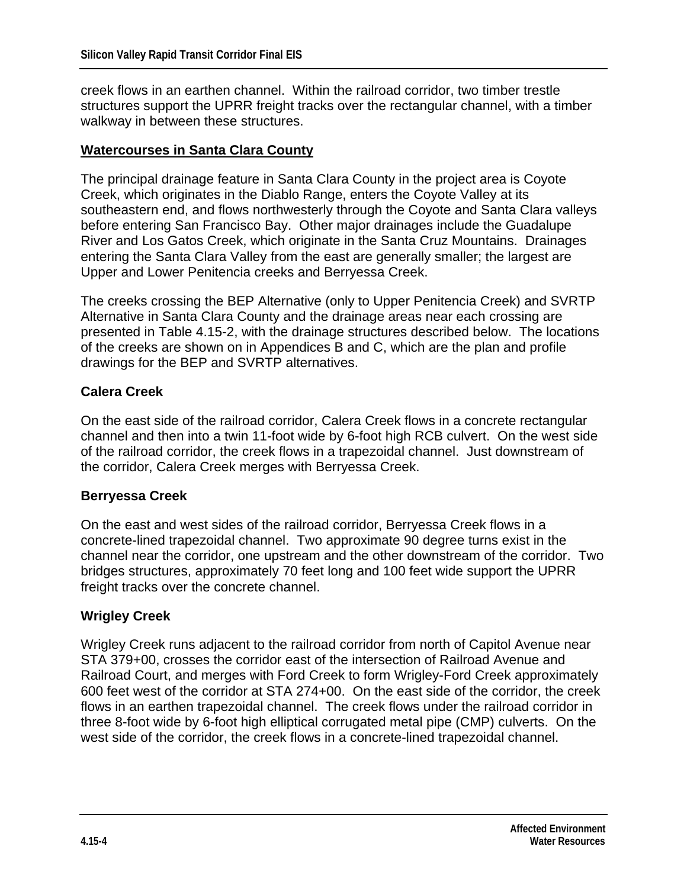creek flows in an earthen channel. Within the railroad corridor, two timber trestle structures support the UPRR freight tracks over the rectangular channel, with a timber walkway in between these structures.

## Watercourses in Santa Clara County

The principal drainage feature in Santa Clara County in the project area is Coyote Creek, which originates in the Diablo Range, enters the Coyote Valley at its southeastern end, and flows northwesterly through the Coyote and Santa Clara valleys before entering San Francisco Bay. Other major drainages include the Guadalupe River and Los Gatos Creek, which originate in the Santa Cruz Mountains. Drainages entering the Santa Clara Valley from the east are generally smaller; the largest are Upper and Lower Penitencia creeks and Berryessa Creek.

The creeks crossing the BEP Alternative (only to Upper Penitencia Creek) and SVRTP Alternative in Santa Clara County and the drainage areas near each crossing are presented in Table 4.15-2, with the drainage structures described below. The locations of the creeks are shown on in Appendices B and C, which are the plan and profile drawings for the BEP and SVRTP alternatives.

### Calera Creek

On the east side of the railroad corridor, Calera Creek flows in a concrete rectangular channel and then into a twin 11-foot wide by 6-foot high RCB culvert. On the west side of the railroad corridor, the creek flows in a trapezoidal channel. Just downstream of the corridor, Calera Creek merges with Berryessa Creek.

### Berryessa Creek

On the east and west sides of the railroad corridor, Berryessa Creek flows in a concrete-lined trapezoidal channel. Two approximate 90 degree turns exist in the channel near the corridor, one upstream and the other downstream of the corridor. Two bridges structures, approximately 70 feet long and 100 feet wide support the UPRR freight tracks over the concrete channel.

### Wrigley Creek

Wrigley Creek runs adjacent to the railroad corridor from north of Capitol Avenue near STA 379+00, crosses the corridor east of the intersection of Railroad Avenue and Railroad Court, and merges with Ford Creek to form Wrigley-Ford Creek approximately 600 feet west of the corridor at STA 274+00. On the east side of the corridor, the creek flows in an earthen trapezoidal channel. The creek flows under the railroad corridor in three 8-foot wide by 6-foot high elliptical corrugated metal pipe (CMP) culverts. On the west side of the corridor, the creek flows in a concrete-lined trapezoidal channel.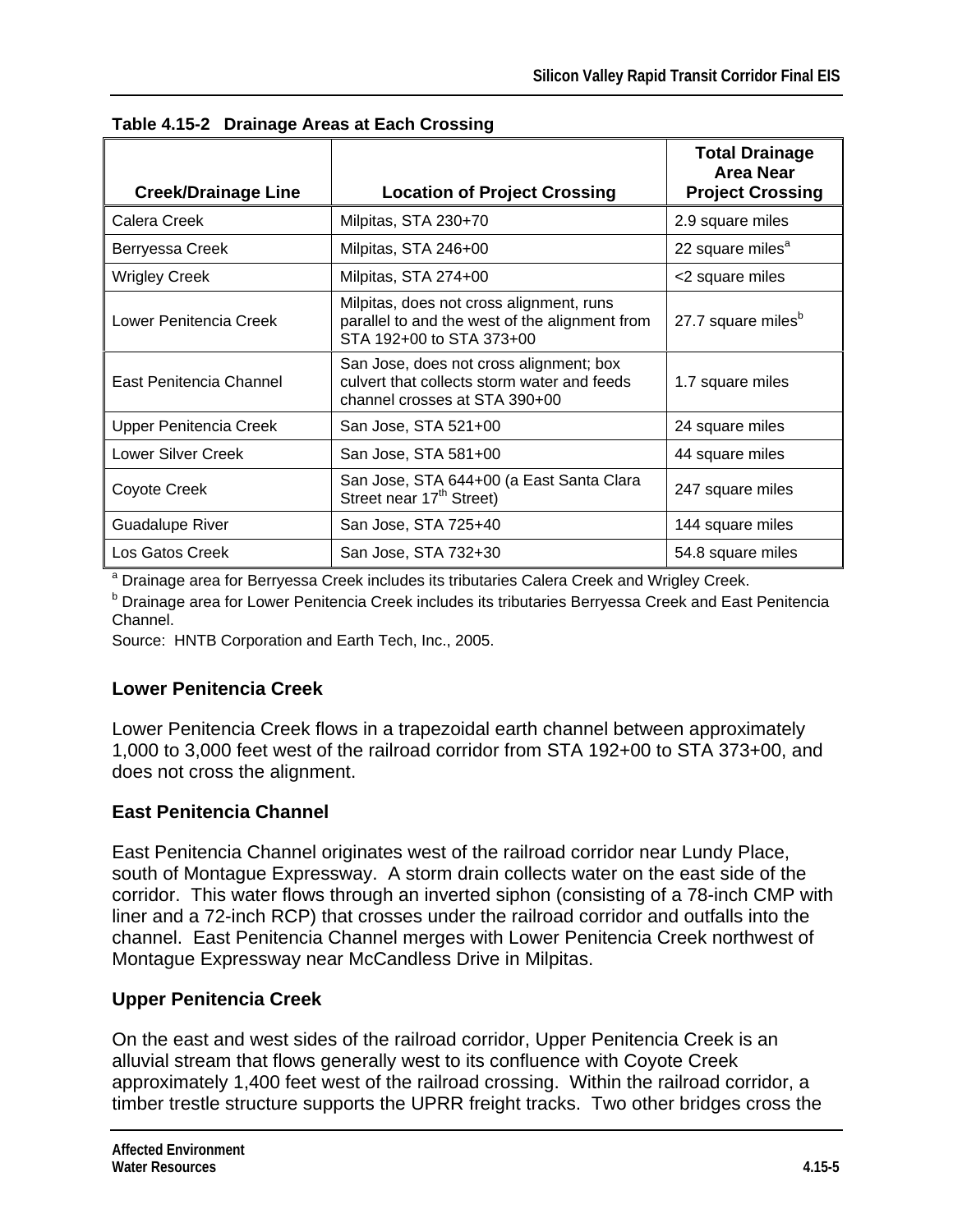**Table 4.15-2 Drainage Areas at Each Crossing**

| Creek/Drainage Line | Location of Project Crossing | Total Drainage Area Near Project Crossing |
|---|---|---|
| Calera Creek | Milpitas, STA 230+70 | 2.9 square miles |
| Berryessa Creek | Milpitas, STA 246+00 | 22 square miles[a] |
| Wrigley Creek | Milpitas, STA 274+00 | <2 square miles |
| Lower Penitencia Creek | Milpitas, does not cross alignment, runs parallel to and the west of the alignment from STA 192+00 to STA 373+00 | 27.7 square miles[b] |
| East Penitencia Channel | San Jose, does not cross alignment; box culvert that collects storm water and feeds channel crosses at STA 390+00 | 1.7 square miles |
| Upper Penitencia Creek | San Jose, STA 521+00 | 24 square miles |
| Lower Silver Creek | San Jose, STA 581+00 | 44 square miles |
| Coyote Creek | San Jose, STA 644+00 (a East Santa Clara Street near 17th Street) | 247 square miles |
| Guadalupe River | San Jose, STA 725+40 | 144 square miles |
| Los Gatos Creek | San Jose, STA 732+30 | 54.8 square miles |

[a] Drainage area for Berryessa Creek includes its tributaries Calera Creek and Wrigley Creek.

[b] Drainage area for Lower Penitencia Creek includes its tributaries Berryessa Creek and East Penitencia Channel.

Source: HNTB Corporation and Earth Tech, Inc., 2005.

### Lower Penitencia Creek

Lower Penitencia Creek flows in a trapezoidal earth channel between approximately 1,000 to 3,000 feet west of the railroad corridor from STA 192+00 to STA 373+00, and does not cross the alignment.

### East Penitencia Channel

East Penitencia Channel originates west of the railroad corridor near Lundy Place, south of Montague Expressway. A storm drain collects water on the east side of the corridor. This water flows through an inverted siphon (consisting of a 78-inch CMP with liner and a 72-inch RCP) that crosses under the railroad corridor and outfalls into the channel. East Penitencia Channel merges with Lower Penitencia Creek northwest of Montague Expressway near McCandless Drive in Milpitas.

### Upper Penitencia Creek

On the east and west sides of the railroad corridor, Upper Penitencia Creek is an alluvial stream that flows generally west to its confluence with Coyote Creek approximately 1,400 feet west of the railroad crossing. Within the railroad corridor, a timber trestle structure supports the UPRR freight tracks. Two other bridges cross the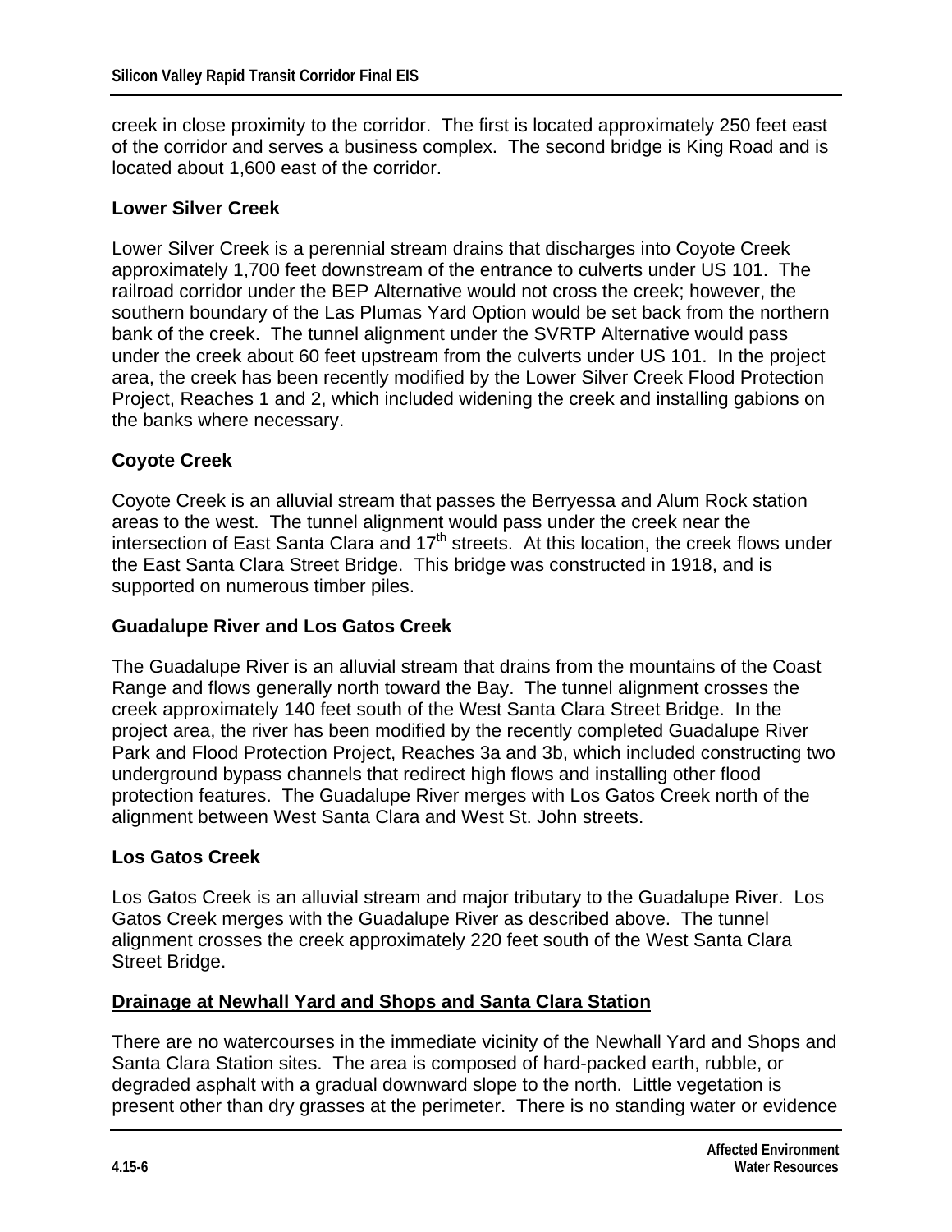creek in close proximity to the corridor. The first is located approximately 250 feet east of the corridor and serves a business complex. The second bridge is King Road and is located about 1,600 east of the corridor.

### Lower Silver Creek

Lower Silver Creek is a perennial stream drains that discharges into Coyote Creek approximately 1,700 feet downstream of the entrance to culverts under US 101. The railroad corridor under the BEP Alternative would not cross the creek; however, the southern boundary of the Las Plumas Yard Option would be set back from the northern bank of the creek. The tunnel alignment under the SVRTP Alternative would pass under the creek about 60 feet upstream from the culverts under US 101. In the project area, the creek has been recently modified by the Lower Silver Creek Flood Protection Project, Reaches 1 and 2, which included widening the creek and installing gabions on the banks where necessary.

### Coyote Creek

Coyote Creek is an alluvial stream that passes the Berryessa and Alum Rock station areas to the west. The tunnel alignment would pass under the creek near the intersection of East Santa Clara and 17th streets. At this location, the creek flows under the East Santa Clara Street Bridge. This bridge was constructed in 1918, and is supported on numerous timber piles.

### Guadalupe River and Los Gatos Creek

The Guadalupe River is an alluvial stream that drains from the mountains of the Coast Range and flows generally north toward the Bay. The tunnel alignment crosses the creek approximately 140 feet south of the West Santa Clara Street Bridge. In the project area, the river has been modified by the recently completed Guadalupe River Park and Flood Protection Project, Reaches 3a and 3b, which included constructing two underground bypass channels that redirect high flows and installing other flood protection features. The Guadalupe River merges with Los Gatos Creek north of the alignment between West Santa Clara and West St. John streets.

### Los Gatos Creek

Los Gatos Creek is an alluvial stream and major tributary to the Guadalupe River. Los Gatos Creek merges with the Guadalupe River as described above. The tunnel alignment crosses the creek approximately 220 feet south of the West Santa Clara Street Bridge.

## Drainage at Newhall Yard and Shops and Santa Clara Station

There are no watercourses in the immediate vicinity of the Newhall Yard and Shops and Santa Clara Station sites. The area is composed of hard-packed earth, rubble, or degraded asphalt with a gradual downward slope to the north. Little vegetation is present other than dry grasses at the perimeter. There is no standing water or evidence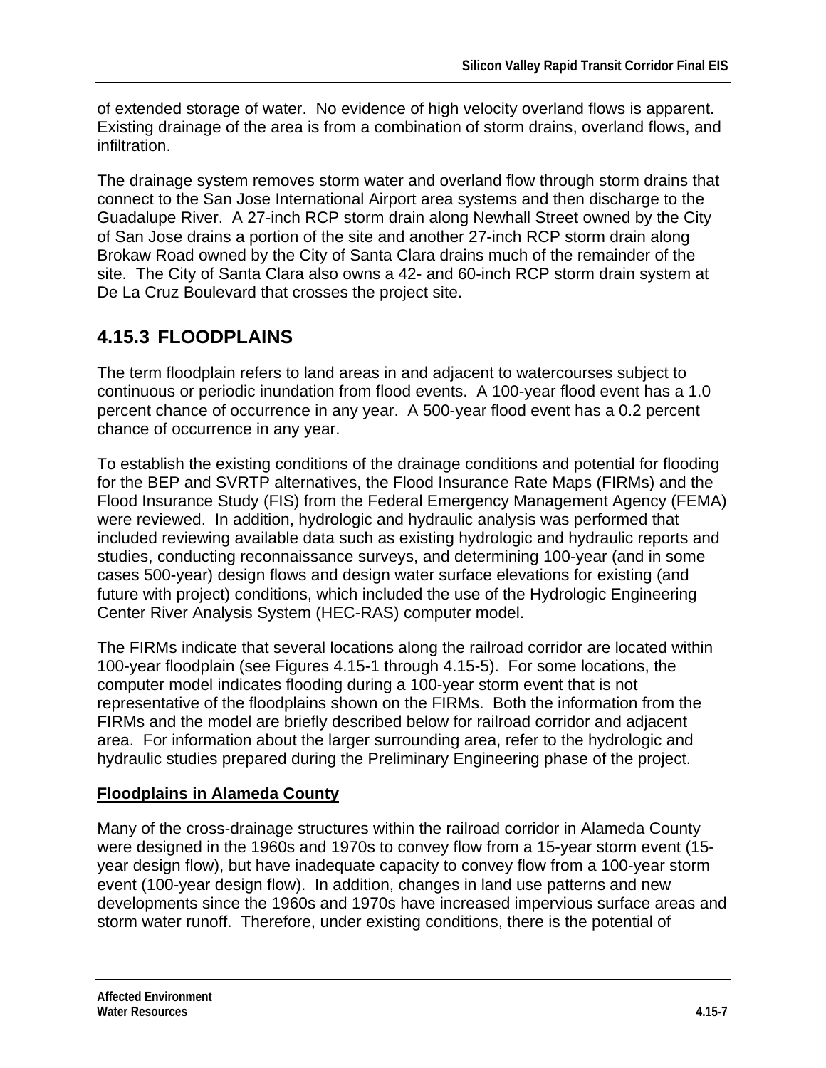of extended storage of water. No evidence of high velocity overland flows is apparent. Existing drainage of the area is from a combination of storm drains, overland flows, and infiltration.

The drainage system removes storm water and overland flow through storm drains that connect to the San Jose International Airport area systems and then discharge to the Guadalupe River. A 27-inch RCP storm drain along Newhall Street owned by the City of San Jose drains a portion of the site and another 27-inch RCP storm drain along Brokaw Road owned by the City of Santa Clara drains much of the remainder of the site. The City of Santa Clara also owns a 42- and 60-inch RCP storm drain system at De La Cruz Boulevard that crosses the project site.

## 4.15.3 FLOODPLAINS

The term floodplain refers to land areas in and adjacent to watercourses subject to continuous or periodic inundation from flood events. A 100-year flood event has a 1.0 percent chance of occurrence in any year. A 500-year flood event has a 0.2 percent chance of occurrence in any year.

To establish the existing conditions of the drainage conditions and potential for flooding for the BEP and SVRTP alternatives, the Flood Insurance Rate Maps (FIRMs) and the Flood Insurance Study (FIS) from the Federal Emergency Management Agency (FEMA) were reviewed. In addition, hydrologic and hydraulic analysis was performed that included reviewing available data such as existing hydrologic and hydraulic reports and studies, conducting reconnaissance surveys, and determining 100-year (and in some cases 500-year) design flows and design water surface elevations for existing (and future with project) conditions, which included the use of the Hydrologic Engineering Center River Analysis System (HEC-RAS) computer model.

The FIRMs indicate that several locations along the railroad corridor are located within 100-year floodplain (see Figures 4.15-1 through 4.15-5). For some locations, the computer model indicates flooding during a 100-year storm event that is not representative of the floodplains shown on the FIRMs. Both the information from the FIRMs and the model are briefly described below for railroad corridor and adjacent area. For information about the larger surrounding area, refer to the hydrologic and hydraulic studies prepared during the Preliminary Engineering phase of the project.

**Floodplains in Alameda County**

Many of the cross-drainage structures within the railroad corridor in Alameda County were designed in the 1960s and 1970s to convey flow from a 15-year storm event (15-year design flow), but have inadequate capacity to convey flow from a 100-year storm event (100-year design flow). In addition, changes in land use patterns and new developments since the 1960s and 1970s have increased impervious surface areas and storm water runoff. Therefore, under existing conditions, there is the potential of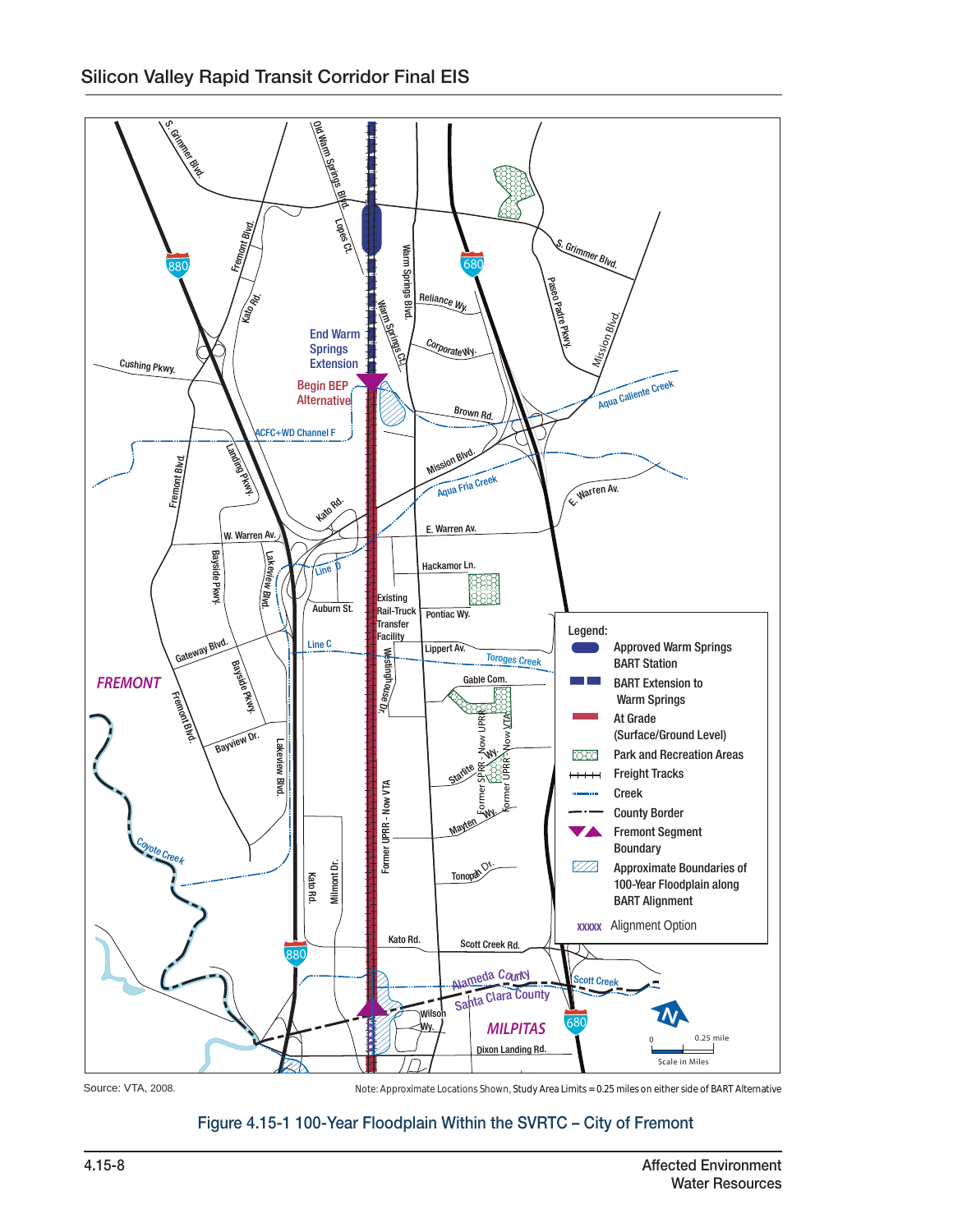Source: VTA, 2008.

Note: Approximate Locations Shown, Study Area Limits = 0.25 miles on either side of BART Alternative

Figure 4.15-1 100-Year Floodplain Within the SVRTC – City of Fremont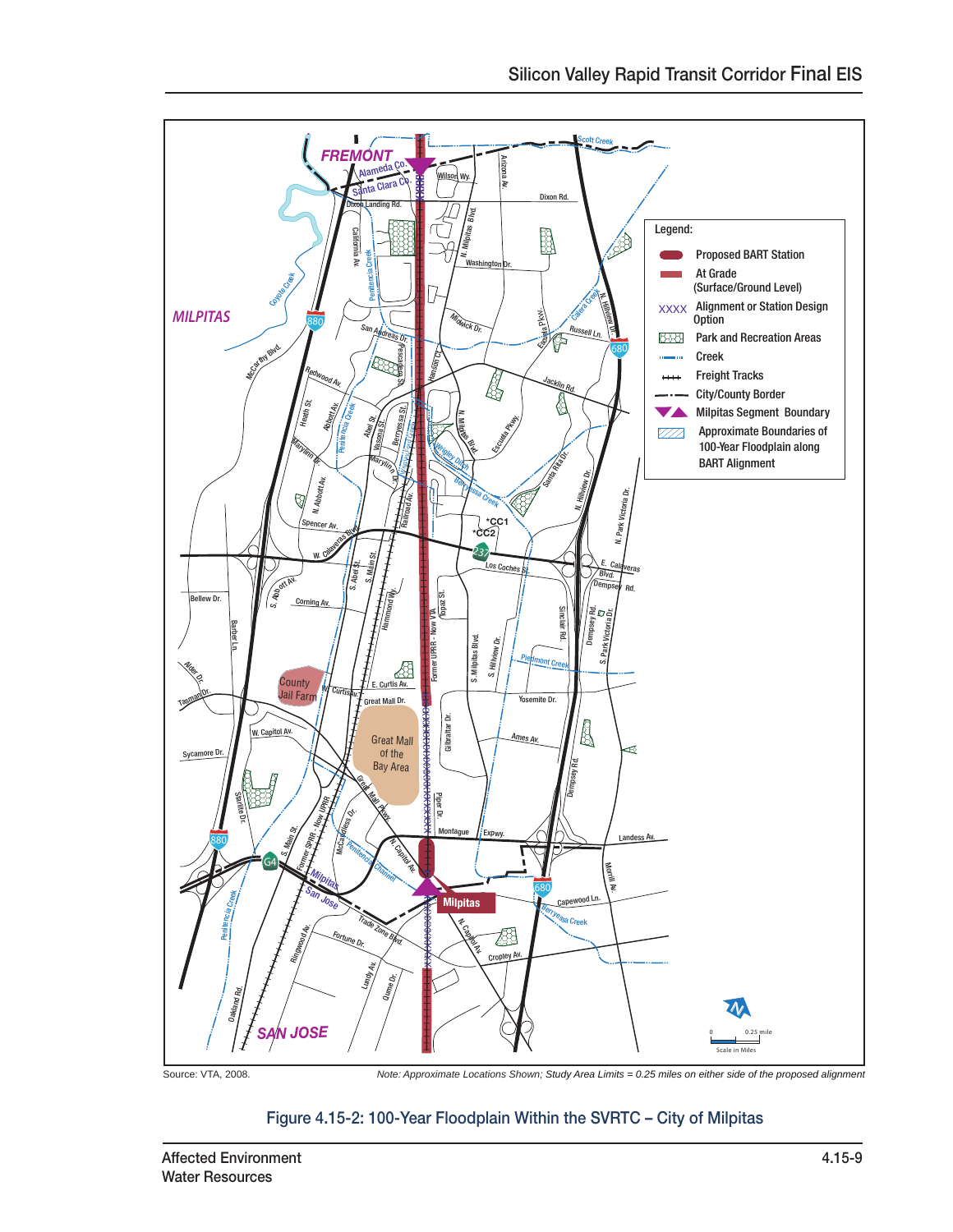Source: VTA, 2008.

*Note: Approximate Locations Shown; Study Area Limits = 0.25 miles on either side of the proposed alignment*

Figure 4.15-2: 100-Year Floodplain Within the SVRTC – City of Milpitas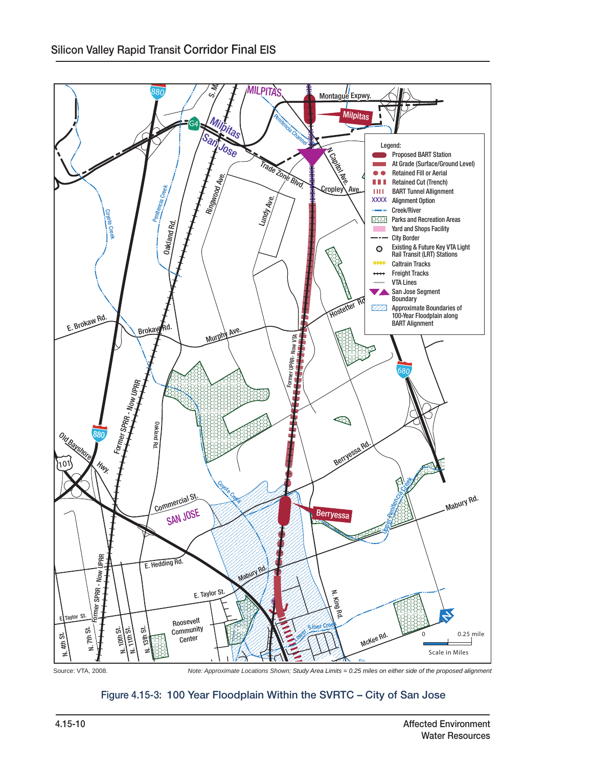Source: VTA, 2008.

*Note: Approximate Locations Shown; Study Area Limits = 0.25 miles on either side of the proposed alignment*

**Figure 4.15-3: 100 Year Floodplain Within the SVRTC – City of San Jose**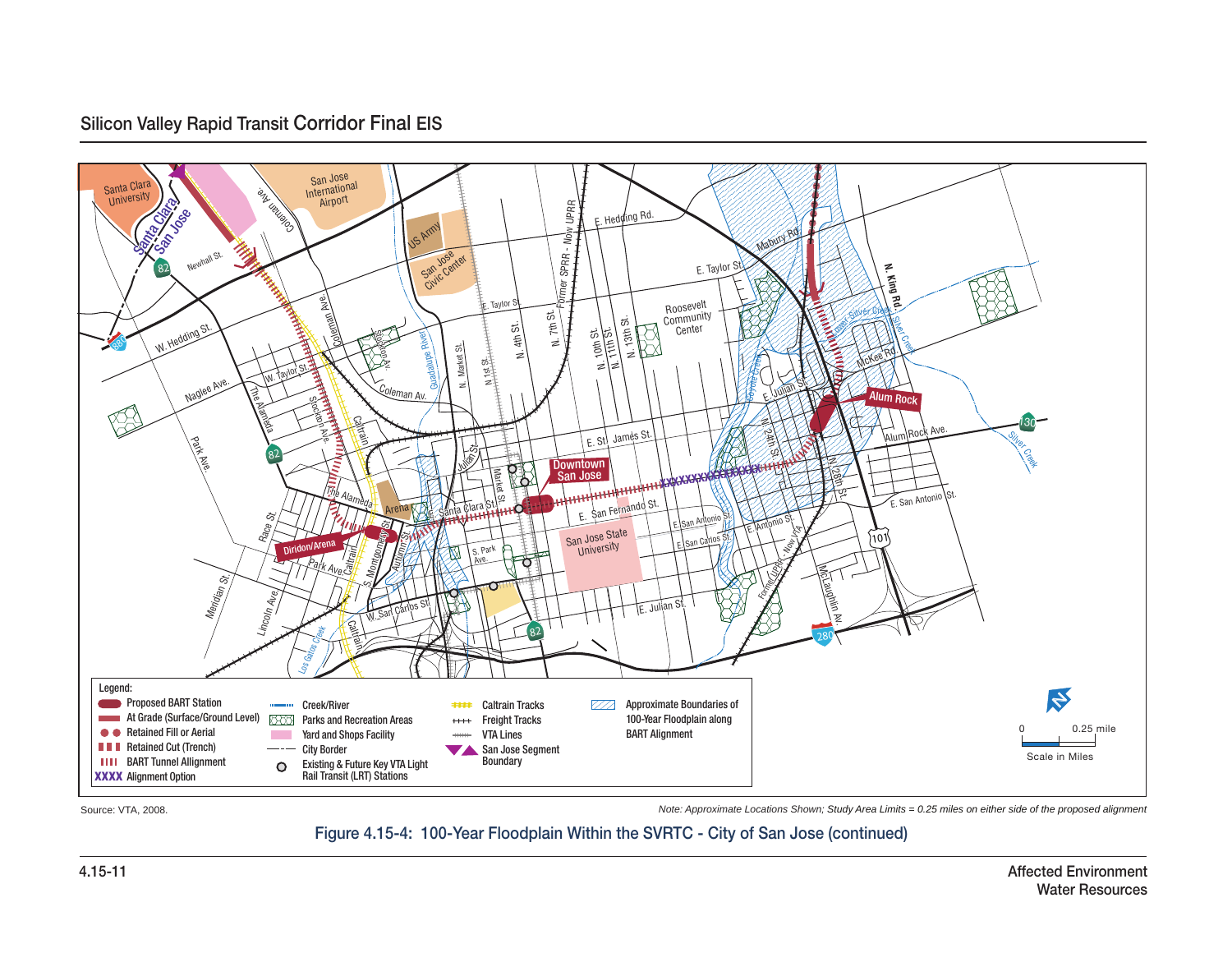Source: VTA, 2008.

*Note: Approximate Locations Shown; Study Area Limits = 0.25 miles on either side of the proposed alignment*

Figure 4.15-4: 100-Year Floodplain Within the SVRTC - City of San Jose (continued)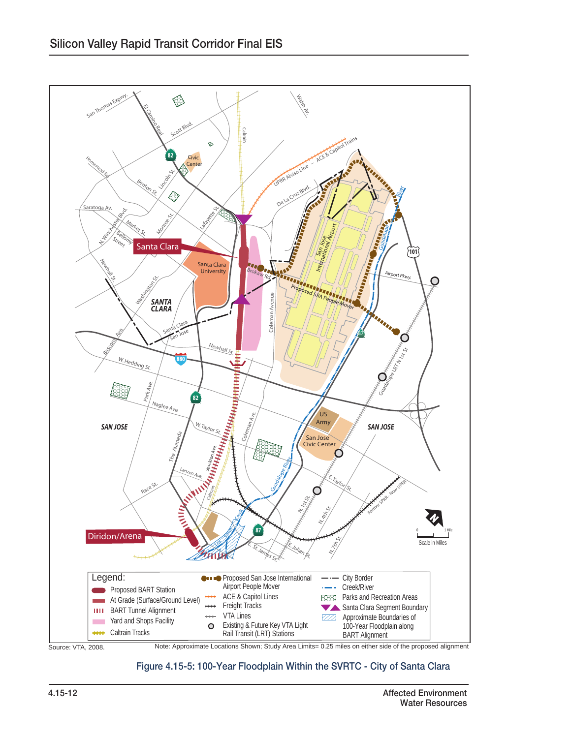Legend:

- Proposed BART Station
- At Grade (Surface/Ground Level)
- BART Tunnel Alignment
- Yard and Shops Facility
- Caltrain Tracks
- Proposed San Jose International Airport People Mover
- ACE & Capitol Lines
- Freight Tracks
- VTA Lines
- Existing & Future Key VTA Light Rail Transit (LRT) Stations
- City Border
- Creek/River
- Parks and Recreation Areas
- Santa Clara Segment Boundary
- Approximate Boundaries of 100-Year Floodplain along BART Alignment

Source: VTA, 2008.

Note: Approximate Locations Shown; Study Area Limits= 0.25 miles on either side of the proposed alignment

Figure 4.15-5: 100-Year Floodplain Within the SVRTC - City of Santa Clara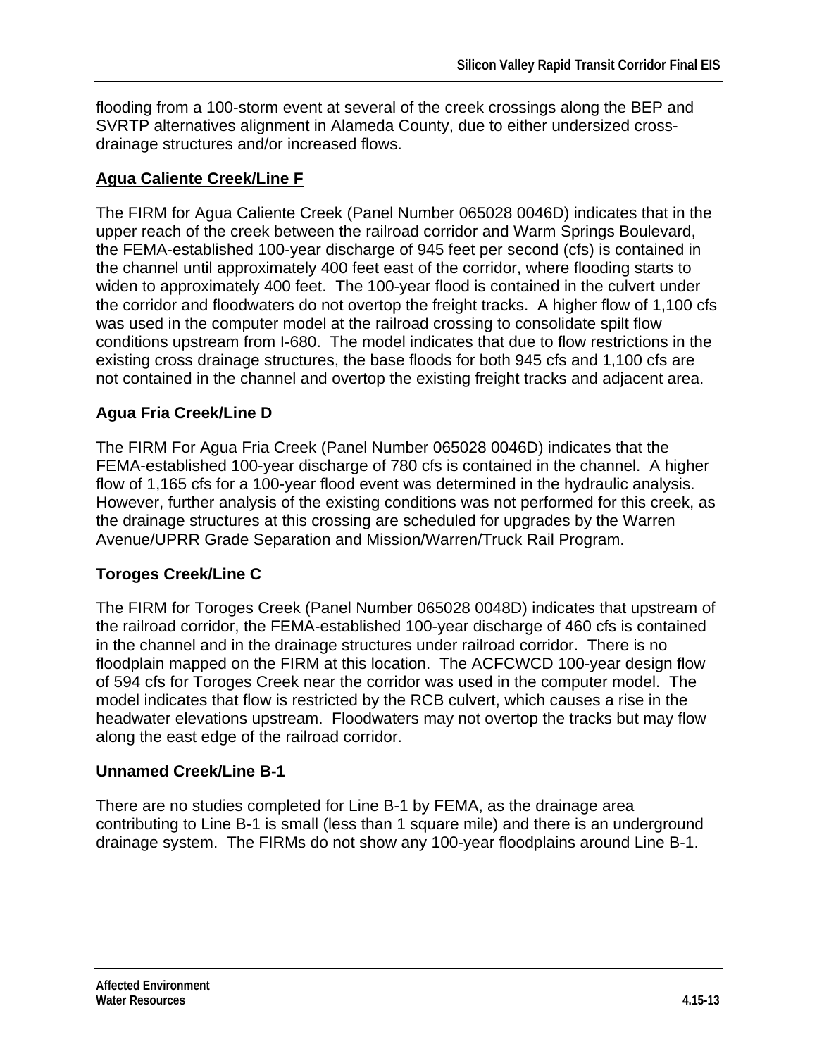flooding from a 100-storm event at several of the creek crossings along the BEP and SVRTP alternatives alignment in Alameda County, due to either undersized cross-drainage structures and/or increased flows.

### Agua Caliente Creek/Line F

The FIRM for Agua Caliente Creek (Panel Number 065028 0046D) indicates that in the upper reach of the creek between the railroad corridor and Warm Springs Boulevard, the FEMA-established 100-year discharge of 945 feet per second (cfs) is contained in the channel until approximately 400 feet east of the corridor, where flooding starts to widen to approximately 400 feet. The 100-year flood is contained in the culvert under the corridor and floodwaters do not overtop the freight tracks. A higher flow of 1,100 cfs was used in the computer model at the railroad crossing to consolidate spilt flow conditions upstream from I-680. The model indicates that due to flow restrictions in the existing cross drainage structures, the base floods for both 945 cfs and 1,100 cfs are not contained in the channel and overtop the existing freight tracks and adjacent area.

### Agua Fria Creek/Line D

The FIRM For Agua Fria Creek (Panel Number 065028 0046D) indicates that the FEMA-established 100-year discharge of 780 cfs is contained in the channel. A higher flow of 1,165 cfs for a 100-year flood event was determined in the hydraulic analysis. However, further analysis of the existing conditions was not performed for this creek, as the drainage structures at this crossing are scheduled for upgrades by the Warren Avenue/UPRR Grade Separation and Mission/Warren/Truck Rail Program.

### Toroges Creek/Line C

The FIRM for Toroges Creek (Panel Number 065028 0048D) indicates that upstream of the railroad corridor, the FEMA-established 100-year discharge of 460 cfs is contained in the channel and in the drainage structures under railroad corridor. There is no floodplain mapped on the FIRM at this location. The ACFCWCD 100-year design flow of 594 cfs for Toroges Creek near the corridor was used in the computer model. The model indicates that flow is restricted by the RCB culvert, which causes a rise in the headwater elevations upstream. Floodwaters may not overtop the tracks but may flow along the east edge of the railroad corridor.

### Unnamed Creek/Line B-1

There are no studies completed for Line B-1 by FEMA, as the drainage area contributing to Line B-1 is small (less than 1 square mile) and there is an underground drainage system. The FIRMs do not show any 100-year floodplains around Line B-1.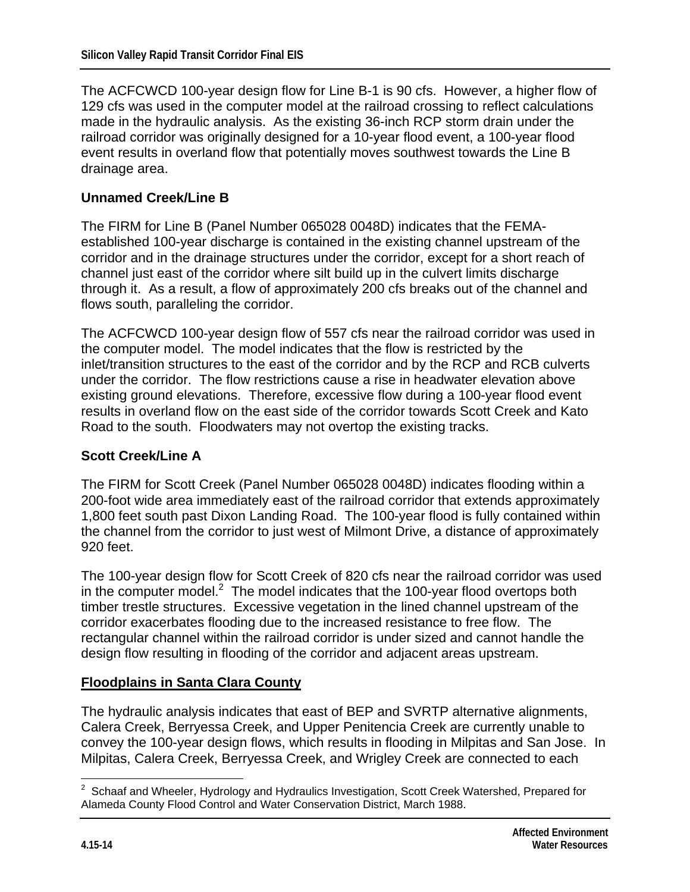The ACFCWCD 100-year design flow for Line B-1 is 90 cfs. However, a higher flow of 129 cfs was used in the computer model at the railroad crossing to reflect calculations made in the hydraulic analysis. As the existing 36-inch RCP storm drain under the railroad corridor was originally designed for a 10-year flood event, a 100-year flood event results in overland flow that potentially moves southwest towards the Line B drainage area.

### Unnamed Creek/Line B

The FIRM for Line B (Panel Number 065028 0048D) indicates that the FEMA-established 100-year discharge is contained in the existing channel upstream of the corridor and in the drainage structures under the corridor, except for a short reach of channel just east of the corridor where silt build up in the culvert limits discharge through it. As a result, a flow of approximately 200 cfs breaks out of the channel and flows south, paralleling the corridor.

The ACFCWCD 100-year design flow of 557 cfs near the railroad corridor was used in the computer model. The model indicates that the flow is restricted by the inlet/transition structures to the east of the corridor and by the RCP and RCB culverts under the corridor. The flow restrictions cause a rise in headwater elevation above existing ground elevations. Therefore, excessive flow during a 100-year flood event results in overland flow on the east side of the corridor towards Scott Creek and Kato Road to the south. Floodwaters may not overtop the existing tracks.

### Scott Creek/Line A

The FIRM for Scott Creek (Panel Number 065028 0048D) indicates flooding within a 200-foot wide area immediately east of the railroad corridor that extends approximately 1,800 feet south past Dixon Landing Road. The 100-year flood is fully contained within the channel from the corridor to just west of Milmont Drive, a distance of approximately 920 feet.

The 100-year design flow for Scott Creek of 820 cfs near the railroad corridor was used in the computer model.[2] The model indicates that the 100-year flood overtops both timber trestle structures. Excessive vegetation in the lined channel upstream of the corridor exacerbates flooding due to the increased resistance to free flow. The rectangular channel within the railroad corridor is under sized and cannot handle the design flow resulting in flooding of the corridor and adjacent areas upstream.

## Floodplains in Santa Clara County

The hydraulic analysis indicates that east of BEP and SVRTP alternative alignments, Calera Creek, Berryessa Creek, and Upper Penitencia Creek are currently unable to convey the 100-year design flows, which results in flooding in Milpitas and San Jose. In Milpitas, Calera Creek, Berryessa Creek, and Wrigley Creek are connected to each

---

[2] Schaaf and Wheeler, Hydrology and Hydraulics Investigation, Scott Creek Watershed, Prepared for Alameda County Flood Control and Water Conservation District, March 1988.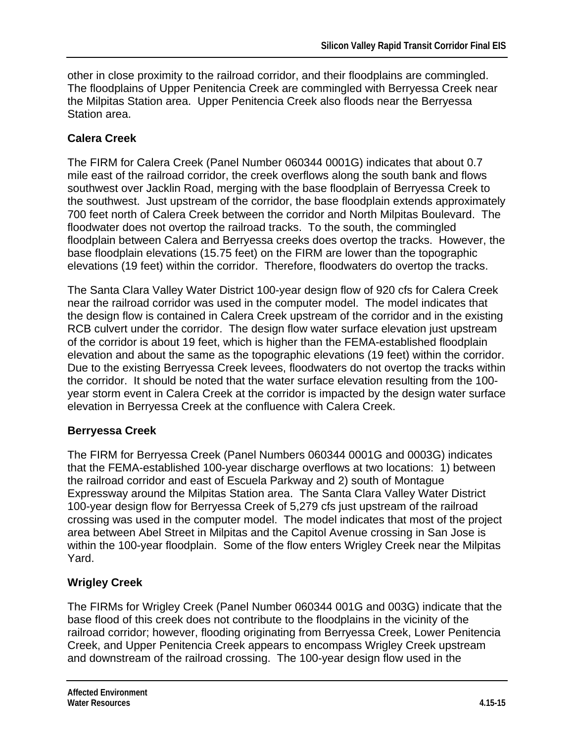other in close proximity to the railroad corridor, and their floodplains are commingled. The floodplains of Upper Penitencia Creek are commingled with Berryessa Creek near the Milpitas Station area. Upper Penitencia Creek also floods near the Berryessa Station area.

### Calera Creek

The FIRM for Calera Creek (Panel Number 060344 0001G) indicates that about 0.7 mile east of the railroad corridor, the creek overflows along the south bank and flows southwest over Jacklin Road, merging with the base floodplain of Berryessa Creek to the southwest. Just upstream of the corridor, the base floodplain extends approximately 700 feet north of Calera Creek between the corridor and North Milpitas Boulevard. The floodwater does not overtop the railroad tracks. To the south, the commingled floodplain between Calera and Berryessa creeks does overtop the tracks. However, the base floodplain elevations (15.75 feet) on the FIRM are lower than the topographic elevations (19 feet) within the corridor. Therefore, floodwaters do overtop the tracks.

The Santa Clara Valley Water District 100-year design flow of 920 cfs for Calera Creek near the railroad corridor was used in the computer model. The model indicates that the design flow is contained in Calera Creek upstream of the corridor and in the existing RCB culvert under the corridor. The design flow water surface elevation just upstream of the corridor is about 19 feet, which is higher than the FEMA-established floodplain elevation and about the same as the topographic elevations (19 feet) within the corridor. Due to the existing Berryessa Creek levees, floodwaters do not overtop the tracks within the corridor. It should be noted that the water surface elevation resulting from the 100-year storm event in Calera Creek at the corridor is impacted by the design water surface elevation in Berryessa Creek at the confluence with Calera Creek.

### Berryessa Creek

The FIRM for Berryessa Creek (Panel Numbers 060344 0001G and 0003G) indicates that the FEMA-established 100-year discharge overflows at two locations: 1) between the railroad corridor and east of Escuela Parkway and 2) south of Montague Expressway around the Milpitas Station area. The Santa Clara Valley Water District 100-year design flow for Berryessa Creek of 5,279 cfs just upstream of the railroad crossing was used in the computer model. The model indicates that most of the project area between Abel Street in Milpitas and the Capitol Avenue crossing in San Jose is within the 100-year floodplain. Some of the flow enters Wrigley Creek near the Milpitas Yard.

### Wrigley Creek

The FIRMs for Wrigley Creek (Panel Number 060344 001G and 003G) indicate that the base flood of this creek does not contribute to the floodplains in the vicinity of the railroad corridor; however, flooding originating from Berryessa Creek, Lower Penitencia Creek, and Upper Penitencia Creek appears to encompass Wrigley Creek upstream and downstream of the railroad crossing. The 100-year design flow used in the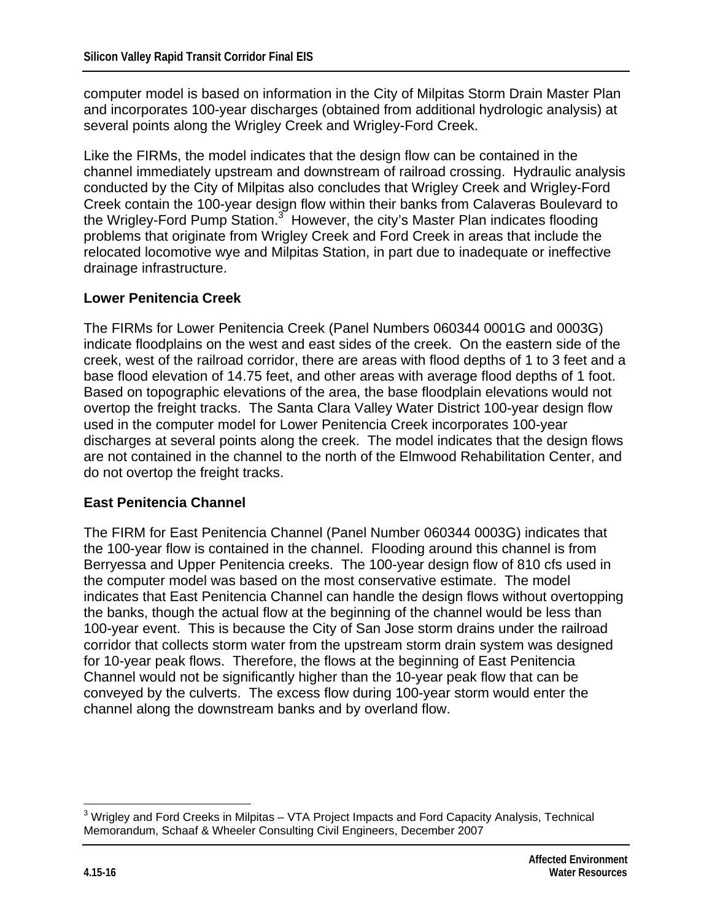computer model is based on information in the City of Milpitas Storm Drain Master Plan and incorporates 100-year discharges (obtained from additional hydrologic analysis) at several points along the Wrigley Creek and Wrigley-Ford Creek.

Like the FIRMs, the model indicates that the design flow can be contained in the channel immediately upstream and downstream of railroad crossing. Hydraulic analysis conducted by the City of Milpitas also concludes that Wrigley Creek and Wrigley-Ford Creek contain the 100-year design flow within their banks from Calaveras Boulevard to the Wrigley-Ford Pump Station.[3] However, the city's Master Plan indicates flooding problems that originate from Wrigley Creek and Ford Creek in areas that include the relocated locomotive wye and Milpitas Station, in part due to inadequate or ineffective drainage infrastructure.

### Lower Penitencia Creek

The FIRMs for Lower Penitencia Creek (Panel Numbers 060344 0001G and 0003G) indicate floodplains on the west and east sides of the creek. On the eastern side of the creek, west of the railroad corridor, there are areas with flood depths of 1 to 3 feet and a base flood elevation of 14.75 feet, and other areas with average flood depths of 1 foot. Based on topographic elevations of the area, the base floodplain elevations would not overtop the freight tracks. The Santa Clara Valley Water District 100-year design flow used in the computer model for Lower Penitencia Creek incorporates 100-year discharges at several points along the creek. The model indicates that the design flows are not contained in the channel to the north of the Elmwood Rehabilitation Center, and do not overtop the freight tracks.

### East Penitencia Channel

The FIRM for East Penitencia Channel (Panel Number 060344 0003G) indicates that the 100-year flow is contained in the channel. Flooding around this channel is from Berryessa and Upper Penitencia creeks. The 100-year design flow of 810 cfs used in the computer model was based on the most conservative estimate. The model indicates that East Penitencia Channel can handle the design flows without overtopping the banks, though the actual flow at the beginning of the channel would be less than 100-year event. This is because the City of San Jose storm drains under the railroad corridor that collects storm water from the upstream storm drain system was designed for 10-year peak flows. Therefore, the flows at the beginning of East Penitencia Channel would not be significantly higher than the 10-year peak flow that can be conveyed by the culverts. The excess flow during 100-year storm would enter the channel along the downstream banks and by overland flow.

---

[3] Wrigley and Ford Creeks in Milpitas – VTA Project Impacts and Ford Capacity Analysis, Technical Memorandum, Schaaf & Wheeler Consulting Civil Engineers, December 2007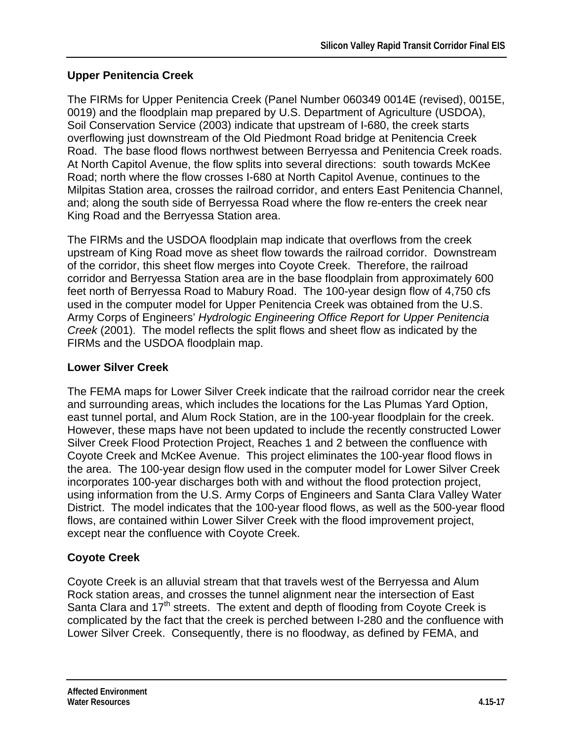### Upper Penitencia Creek

The FIRMs for Upper Penitencia Creek (Panel Number 060349 0014E (revised), 0015E, 0019) and the floodplain map prepared by U.S. Department of Agriculture (USDOA), Soil Conservation Service (2003) indicate that upstream of I-680, the creek starts overflowing just downstream of the Old Piedmont Road bridge at Penitencia Creek Road. The base flood flows northwest between Berryessa and Penitencia Creek roads. At North Capitol Avenue, the flow splits into several directions: south towards McKee Road; north where the flow crosses I-680 at North Capitol Avenue, continues to the Milpitas Station area, crosses the railroad corridor, and enters East Penitencia Channel, and; along the south side of Berryessa Road where the flow re-enters the creek near King Road and the Berryessa Station area.

The FIRMs and the USDOA floodplain map indicate that overflows from the creek upstream of King Road move as sheet flow towards the railroad corridor. Downstream of the corridor, this sheet flow merges into Coyote Creek. Therefore, the railroad corridor and Berryessa Station area are in the base floodplain from approximately 600 feet north of Berryessa Road to Mabury Road. The 100-year design flow of 4,750 cfs used in the computer model for Upper Penitencia Creek was obtained from the U.S. Army Corps of Engineers' *Hydrologic Engineering Office Report for Upper Penitencia Creek* (2001). The model reflects the split flows and sheet flow as indicated by the FIRMs and the USDOA floodplain map.

### Lower Silver Creek

The FEMA maps for Lower Silver Creek indicate that the railroad corridor near the creek and surrounding areas, which includes the locations for the Las Plumas Yard Option, east tunnel portal, and Alum Rock Station, are in the 100-year floodplain for the creek. However, these maps have not been updated to include the recently constructed Lower Silver Creek Flood Protection Project, Reaches 1 and 2 between the confluence with Coyote Creek and McKee Avenue. This project eliminates the 100-year flood flows in the area. The 100-year design flow used in the computer model for Lower Silver Creek incorporates 100-year discharges both with and without the flood protection project, using information from the U.S. Army Corps of Engineers and Santa Clara Valley Water District. The model indicates that the 100-year flood flows, as well as the 500-year flood flows, are contained within Lower Silver Creek with the flood improvement project, except near the confluence with Coyote Creek.

### Coyote Creek

Coyote Creek is an alluvial stream that that travels west of the Berryessa and Alum Rock station areas, and crosses the tunnel alignment near the intersection of East Santa Clara and 17th streets. The extent and depth of flooding from Coyote Creek is complicated by the fact that the creek is perched between I-280 and the confluence with Lower Silver Creek. Consequently, there is no floodway, as defined by FEMA, and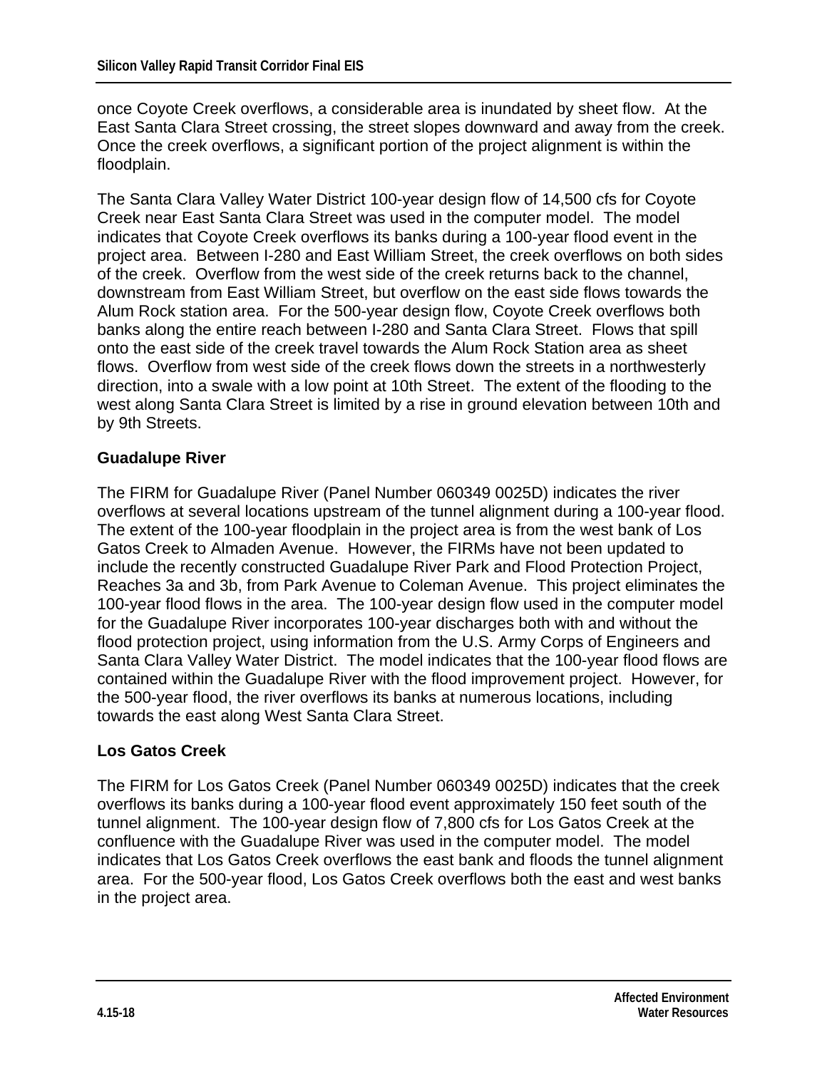once Coyote Creek overflows, a considerable area is inundated by sheet flow. At the East Santa Clara Street crossing, the street slopes downward and away from the creek. Once the creek overflows, a significant portion of the project alignment is within the floodplain.

The Santa Clara Valley Water District 100-year design flow of 14,500 cfs for Coyote Creek near East Santa Clara Street was used in the computer model. The model indicates that Coyote Creek overflows its banks during a 100-year flood event in the project area. Between I-280 and East William Street, the creek overflows on both sides of the creek. Overflow from the west side of the creek returns back to the channel, downstream from East William Street, but overflow on the east side flows towards the Alum Rock station area. For the 500-year design flow, Coyote Creek overflows both banks along the entire reach between I-280 and Santa Clara Street. Flows that spill onto the east side of the creek travel towards the Alum Rock Station area as sheet flows. Overflow from west side of the creek flows down the streets in a northwesterly direction, into a swale with a low point at 10th Street. The extent of the flooding to the west along Santa Clara Street is limited by a rise in ground elevation between 10th and by 9th Streets.

### Guadalupe River

The FIRM for Guadalupe River (Panel Number 060349 0025D) indicates the river overflows at several locations upstream of the tunnel alignment during a 100-year flood. The extent of the 100-year floodplain in the project area is from the west bank of Los Gatos Creek to Almaden Avenue. However, the FIRMs have not been updated to include the recently constructed Guadalupe River Park and Flood Protection Project, Reaches 3a and 3b, from Park Avenue to Coleman Avenue. This project eliminates the 100-year flood flows in the area. The 100-year design flow used in the computer model for the Guadalupe River incorporates 100-year discharges both with and without the flood protection project, using information from the U.S. Army Corps of Engineers and Santa Clara Valley Water District. The model indicates that the 100-year flood flows are contained within the Guadalupe River with the flood improvement project. However, for the 500-year flood, the river overflows its banks at numerous locations, including towards the east along West Santa Clara Street.

### Los Gatos Creek

The FIRM for Los Gatos Creek (Panel Number 060349 0025D) indicates that the creek overflows its banks during a 100-year flood event approximately 150 feet south of the tunnel alignment. The 100-year design flow of 7,800 cfs for Los Gatos Creek at the confluence with the Guadalupe River was used in the computer model. The model indicates that Los Gatos Creek overflows the east bank and floods the tunnel alignment area. For the 500-year flood, Los Gatos Creek overflows both the east and west banks in the project area.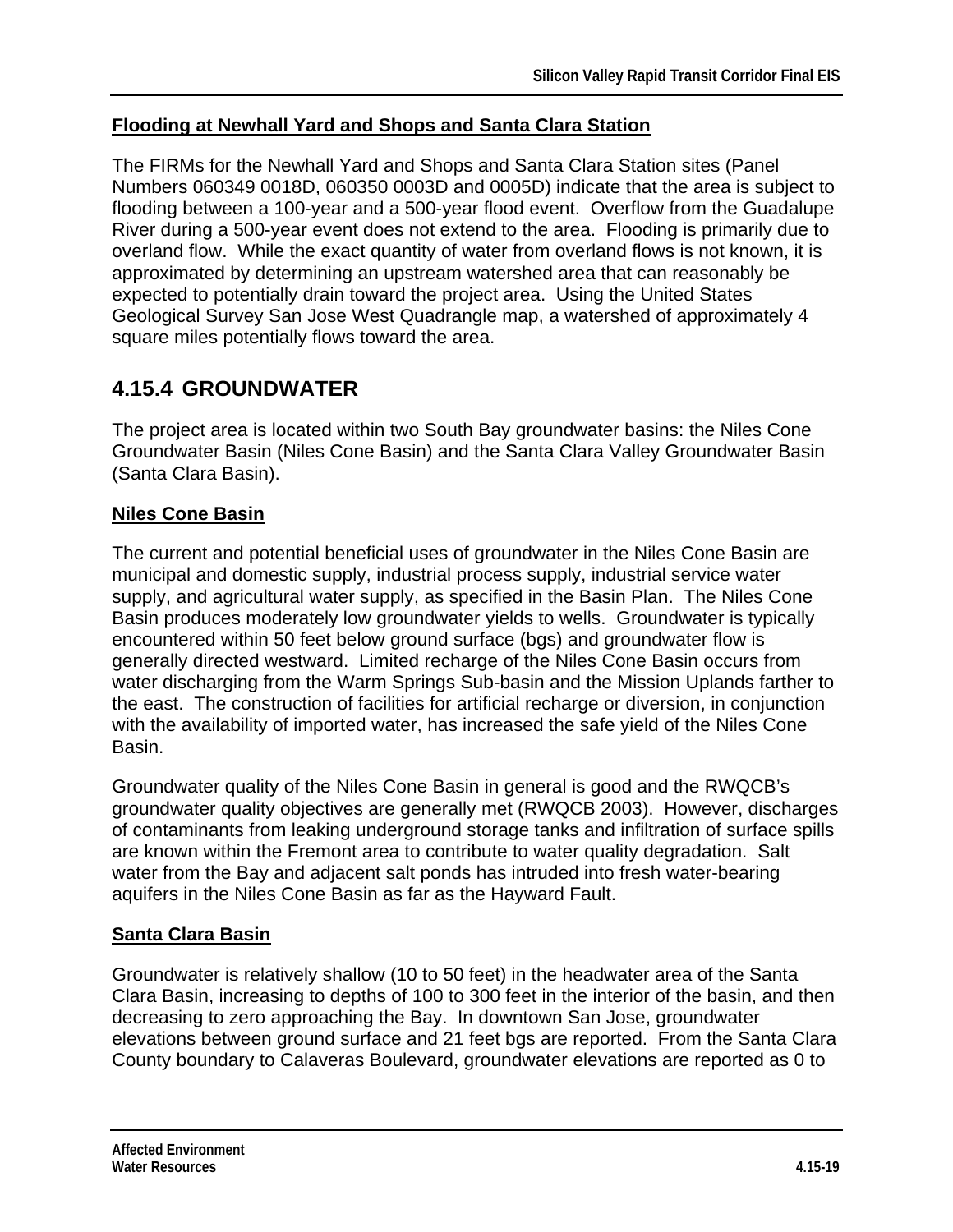**Flooding at Newhall Yard and Shops and Santa Clara Station**

The FIRMs for the Newhall Yard and Shops and Santa Clara Station sites (Panel Numbers 060349 0018D, 060350 0003D and 0005D) indicate that the area is subject to flooding between a 100-year and a 500-year flood event. Overflow from the Guadalupe River during a 500-year event does not extend to the area. Flooding is primarily due to overland flow. While the exact quantity of water from overland flows is not known, it is approximated by determining an upstream watershed area that can reasonably be expected to potentially drain toward the project area. Using the United States Geological Survey San Jose West Quadrangle map, a watershed of approximately 4 square miles potentially flows toward the area.

## 4.15.4 GROUNDWATER

The project area is located within two South Bay groundwater basins: the Niles Cone Groundwater Basin (Niles Cone Basin) and the Santa Clara Valley Groundwater Basin (Santa Clara Basin).

**Niles Cone Basin**

The current and potential beneficial uses of groundwater in the Niles Cone Basin are municipal and domestic supply, industrial process supply, industrial service water supply, and agricultural water supply, as specified in the Basin Plan. The Niles Cone Basin produces moderately low groundwater yields to wells. Groundwater is typically encountered within 50 feet below ground surface (bgs) and groundwater flow is generally directed westward. Limited recharge of the Niles Cone Basin occurs from water discharging from the Warm Springs Sub-basin and the Mission Uplands farther to the east. The construction of facilities for artificial recharge or diversion, in conjunction with the availability of imported water, has increased the safe yield of the Niles Cone Basin.

Groundwater quality of the Niles Cone Basin in general is good and the RWQCB's groundwater quality objectives are generally met (RWQCB 2003). However, discharges of contaminants from leaking underground storage tanks and infiltration of surface spills are known within the Fremont area to contribute to water quality degradation. Salt water from the Bay and adjacent salt ponds has intruded into fresh water-bearing aquifers in the Niles Cone Basin as far as the Hayward Fault.

**Santa Clara Basin**

Groundwater is relatively shallow (10 to 50 feet) in the headwater area of the Santa Clara Basin, increasing to depths of 100 to 300 feet in the interior of the basin, and then decreasing to zero approaching the Bay. In downtown San Jose, groundwater elevations between ground surface and 21 feet bgs are reported. From the Santa Clara County boundary to Calaveras Boulevard, groundwater elevations are reported as 0 to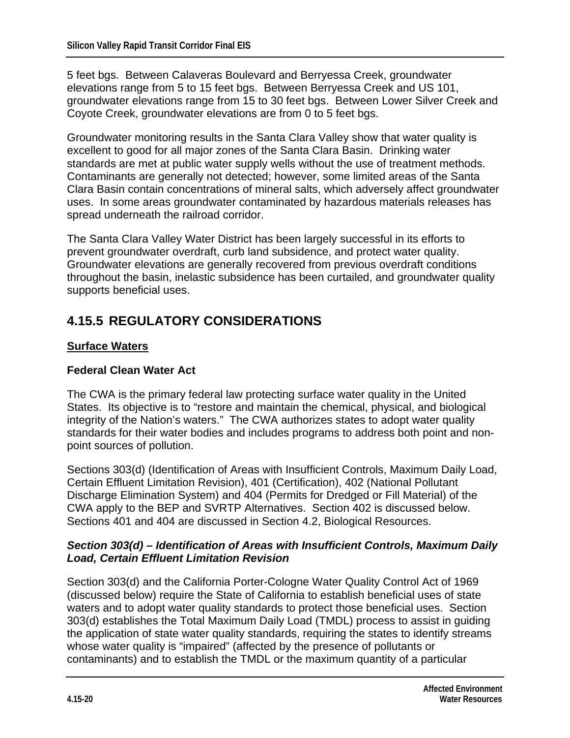5 feet bgs. Between Calaveras Boulevard and Berryessa Creek, groundwater elevations range from 5 to 15 feet bgs. Between Berryessa Creek and US 101, groundwater elevations range from 15 to 30 feet bgs. Between Lower Silver Creek and Coyote Creek, groundwater elevations are from 0 to 5 feet bgs.

Groundwater monitoring results in the Santa Clara Valley show that water quality is excellent to good for all major zones of the Santa Clara Basin. Drinking water standards are met at public water supply wells without the use of treatment methods. Contaminants are generally not detected; however, some limited areas of the Santa Clara Basin contain concentrations of mineral salts, which adversely affect groundwater uses. In some areas groundwater contaminated by hazardous materials releases has spread underneath the railroad corridor.

The Santa Clara Valley Water District has been largely successful in its efforts to prevent groundwater overdraft, curb land subsidence, and protect water quality. Groundwater elevations are generally recovered from previous overdraft conditions throughout the basin, inelastic subsidence has been curtailed, and groundwater quality supports beneficial uses.

## 4.15.5 REGULATORY CONSIDERATIONS

### Surface Waters

#### Federal Clean Water Act

The CWA is the primary federal law protecting surface water quality in the United States. Its objective is to "restore and maintain the chemical, physical, and biological integrity of the Nation's waters." The CWA authorizes states to adopt water quality standards for their water bodies and includes programs to address both point and non-point sources of pollution.

Sections 303(d) (Identification of Areas with Insufficient Controls, Maximum Daily Load, Certain Effluent Limitation Revision), 401 (Certification), 402 (National Pollutant Discharge Elimination System) and 404 (Permits for Dredged or Fill Material) of the CWA apply to the BEP and SVRTP Alternatives. Section 402 is discussed below. Sections 401 and 404 are discussed in Section 4.2, Biological Resources.

#### *Section 303(d) – Identification of Areas with Insufficient Controls, Maximum Daily Load, Certain Effluent Limitation Revision*

Section 303(d) and the California Porter-Cologne Water Quality Control Act of 1969 (discussed below) require the State of California to establish beneficial uses of state waters and to adopt water quality standards to protect those beneficial uses. Section 303(d) establishes the Total Maximum Daily Load (TMDL) process to assist in guiding the application of state water quality standards, requiring the states to identify streams whose water quality is "impaired" (affected by the presence of pollutants or contaminants) and to establish the TMDL or the maximum quantity of a particular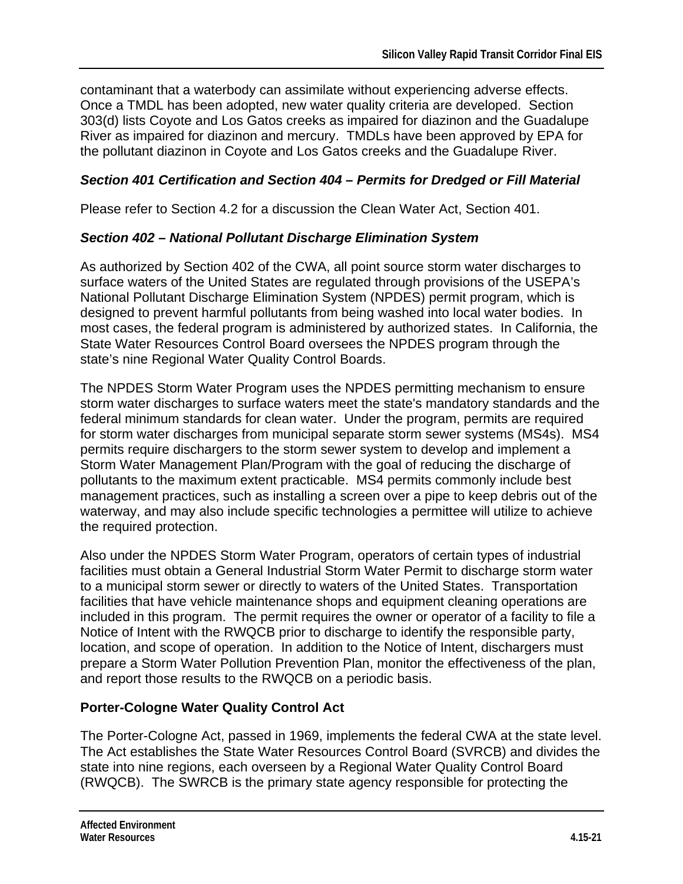contaminant that a waterbody can assimilate without experiencing adverse effects. Once a TMDL has been adopted, new water quality criteria are developed. Section 303(d) lists Coyote and Los Gatos creeks as impaired for diazinon and the Guadalupe River as impaired for diazinon and mercury. TMDLs have been approved by EPA for the pollutant diazinon in Coyote and Los Gatos creeks and the Guadalupe River.

***Section 401 Certification and Section 404 – Permits for Dredged or Fill Material***

Please refer to Section 4.2 for a discussion the Clean Water Act, Section 401.

***Section 402 – National Pollutant Discharge Elimination System***

As authorized by Section 402 of the CWA, all point source storm water discharges to surface waters of the United States are regulated through provisions of the USEPA's National Pollutant Discharge Elimination System (NPDES) permit program, which is designed to prevent harmful pollutants from being washed into local water bodies. In most cases, the federal program is administered by authorized states. In California, the State Water Resources Control Board oversees the NPDES program through the state's nine Regional Water Quality Control Boards.

The NPDES Storm Water Program uses the NPDES permitting mechanism to ensure storm water discharges to surface waters meet the state's mandatory standards and the federal minimum standards for clean water. Under the program, permits are required for storm water discharges from municipal separate storm sewer systems (MS4s). MS4 permits require dischargers to the storm sewer system to develop and implement a Storm Water Management Plan/Program with the goal of reducing the discharge of pollutants to the maximum extent practicable. MS4 permits commonly include best management practices, such as installing a screen over a pipe to keep debris out of the waterway, and may also include specific technologies a permittee will utilize to achieve the required protection.

Also under the NPDES Storm Water Program, operators of certain types of industrial facilities must obtain a General Industrial Storm Water Permit to discharge storm water to a municipal storm sewer or directly to waters of the United States. Transportation facilities that have vehicle maintenance shops and equipment cleaning operations are included in this program. The permit requires the owner or operator of a facility to file a Notice of Intent with the RWQCB prior to discharge to identify the responsible party, location, and scope of operation. In addition to the Notice of Intent, dischargers must prepare a Storm Water Pollution Prevention Plan, monitor the effectiveness of the plan, and report those results to the RWQCB on a periodic basis.

**Porter-Cologne Water Quality Control Act**

The Porter-Cologne Act, passed in 1969, implements the federal CWA at the state level. The Act establishes the State Water Resources Control Board (SVRCB) and divides the state into nine regions, each overseen by a Regional Water Quality Control Board (RWQCB). The SWRCB is the primary state agency responsible for protecting the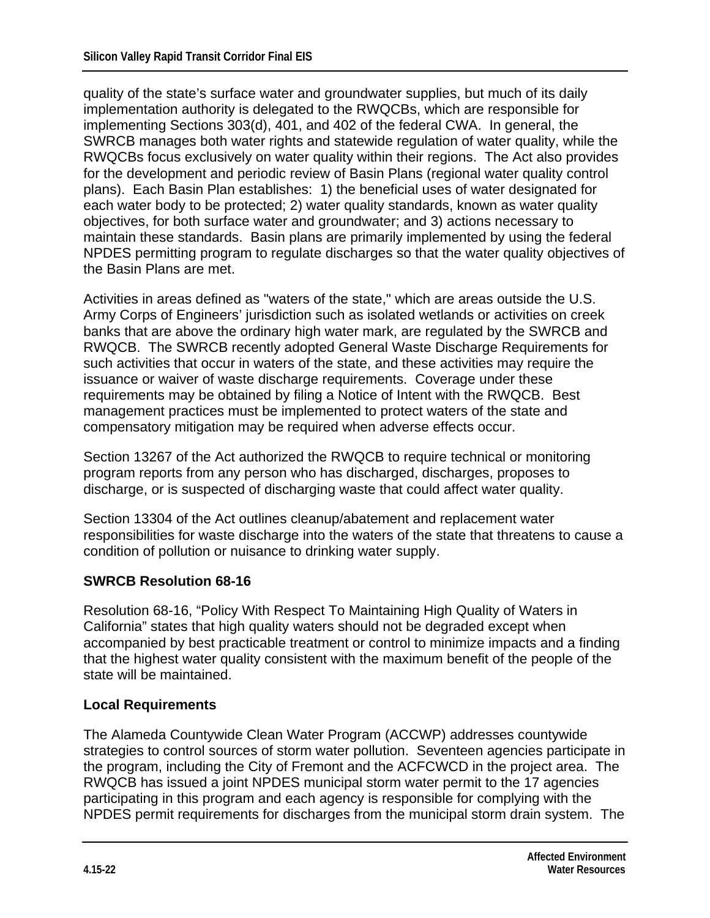quality of the state's surface water and groundwater supplies, but much of its daily implementation authority is delegated to the RWQCBs, which are responsible for implementing Sections 303(d), 401, and 402 of the federal CWA. In general, the SWRCB manages both water rights and statewide regulation of water quality, while the RWQCBs focus exclusively on water quality within their regions. The Act also provides for the development and periodic review of Basin Plans (regional water quality control plans). Each Basin Plan establishes: 1) the beneficial uses of water designated for each water body to be protected; 2) water quality standards, known as water quality objectives, for both surface water and groundwater; and 3) actions necessary to maintain these standards. Basin plans are primarily implemented by using the federal NPDES permitting program to regulate discharges so that the water quality objectives of the Basin Plans are met.

Activities in areas defined as "waters of the state," which are areas outside the U.S. Army Corps of Engineers' jurisdiction such as isolated wetlands or activities on creek banks that are above the ordinary high water mark, are regulated by the SWRCB and RWQCB. The SWRCB recently adopted General Waste Discharge Requirements for such activities that occur in waters of the state, and these activities may require the issuance or waiver of waste discharge requirements. Coverage under these requirements may be obtained by filing a Notice of Intent with the RWQCB. Best management practices must be implemented to protect waters of the state and compensatory mitigation may be required when adverse effects occur.

Section 13267 of the Act authorized the RWQCB to require technical or monitoring program reports from any person who has discharged, discharges, proposes to discharge, or is suspected of discharging waste that could affect water quality.

Section 13304 of the Act outlines cleanup/abatement and replacement water responsibilities for waste discharge into the waters of the state that threatens to cause a condition of pollution or nuisance to drinking water supply.

**SWRCB Resolution 68-16**

Resolution 68-16, "Policy With Respect To Maintaining High Quality of Waters in California" states that high quality waters should not be degraded except when accompanied by best practicable treatment or control to minimize impacts and a finding that the highest water quality consistent with the maximum benefit of the people of the state will be maintained.

**Local Requirements**

The Alameda Countywide Clean Water Program (ACCWP) addresses countywide strategies to control sources of storm water pollution. Seventeen agencies participate in the program, including the City of Fremont and the ACFCWCD in the project area. The RWQCB has issued a joint NPDES municipal storm water permit to the 17 agencies participating in this program and each agency is responsible for complying with the NPDES permit requirements for discharges from the municipal storm drain system. The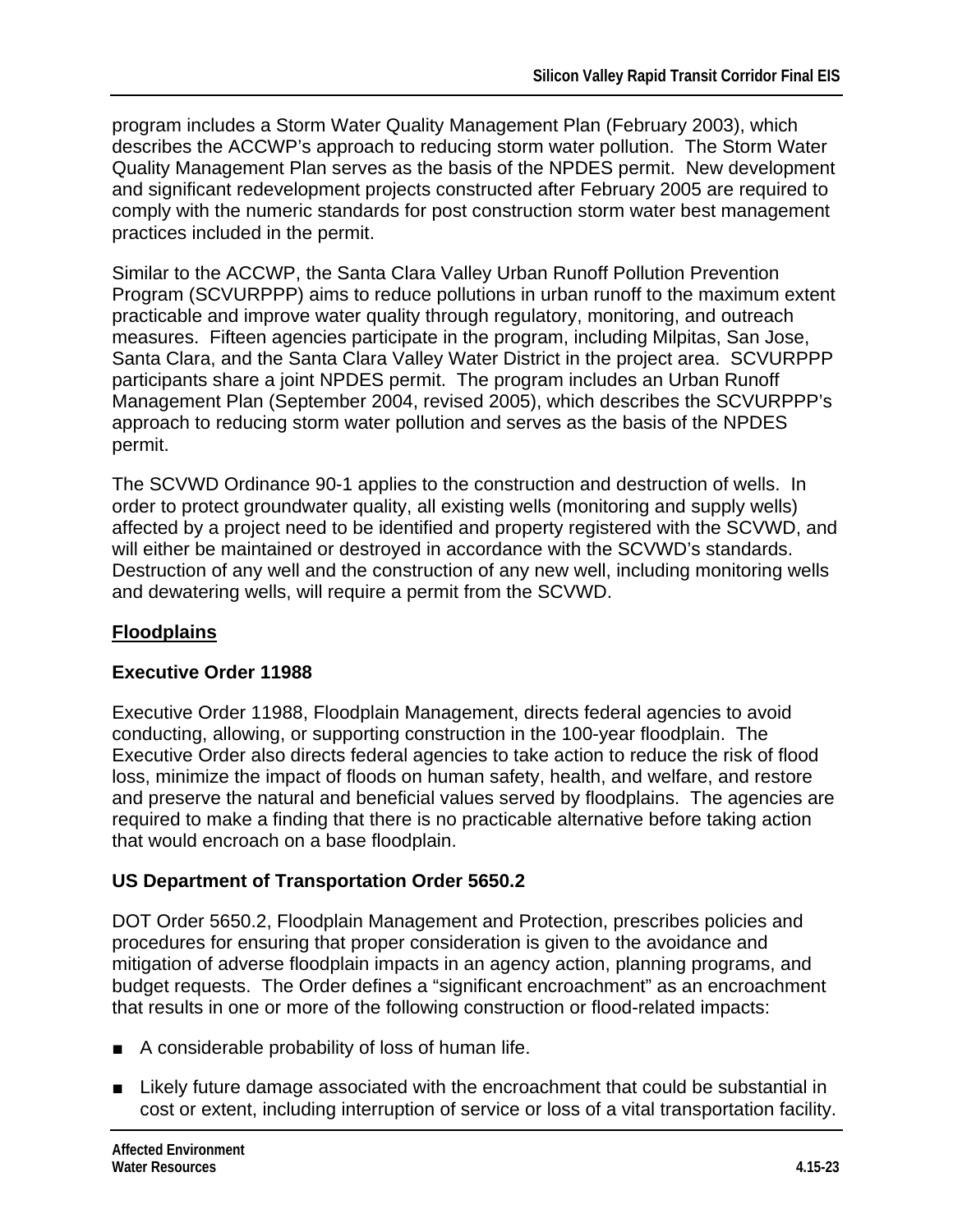program includes a Storm Water Quality Management Plan (February 2003), which describes the ACCWP's approach to reducing storm water pollution. The Storm Water Quality Management Plan serves as the basis of the NPDES permit. New development and significant redevelopment projects constructed after February 2005 are required to comply with the numeric standards for post construction storm water best management practices included in the permit.

Similar to the ACCWP, the Santa Clara Valley Urban Runoff Pollution Prevention Program (SCVURPPP) aims to reduce pollutions in urban runoff to the maximum extent practicable and improve water quality through regulatory, monitoring, and outreach measures. Fifteen agencies participate in the program, including Milpitas, San Jose, Santa Clara, and the Santa Clara Valley Water District in the project area. SCVURPPP participants share a joint NPDES permit. The program includes an Urban Runoff Management Plan (September 2004, revised 2005), which describes the SCVURPPP's approach to reducing storm water pollution and serves as the basis of the NPDES permit.

The SCVWD Ordinance 90-1 applies to the construction and destruction of wells. In order to protect groundwater quality, all existing wells (monitoring and supply wells) affected by a project need to be identified and property registered with the SCVWD, and will either be maintained or destroyed in accordance with the SCVWD's standards. Destruction of any well and the construction of any new well, including monitoring wells and dewatering wells, will require a permit from the SCVWD.

## Floodplains

### Executive Order 11988

Executive Order 11988, Floodplain Management, directs federal agencies to avoid conducting, allowing, or supporting construction in the 100-year floodplain. The Executive Order also directs federal agencies to take action to reduce the risk of flood loss, minimize the impact of floods on human safety, health, and welfare, and restore and preserve the natural and beneficial values served by floodplains. The agencies are required to make a finding that there is no practicable alternative before taking action that would encroach on a base floodplain.

### US Department of Transportation Order 5650.2

DOT Order 5650.2, Floodplain Management and Protection, prescribes policies and procedures for ensuring that proper consideration is given to the avoidance and mitigation of adverse floodplain impacts in an agency action, planning programs, and budget requests. The Order defines a "significant encroachment" as an encroachment that results in one or more of the following construction or flood-related impacts:

- A considerable probability of loss of human life.
- Likely future damage associated with the encroachment that could be substantial in cost or extent, including interruption of service or loss of a vital transportation facility.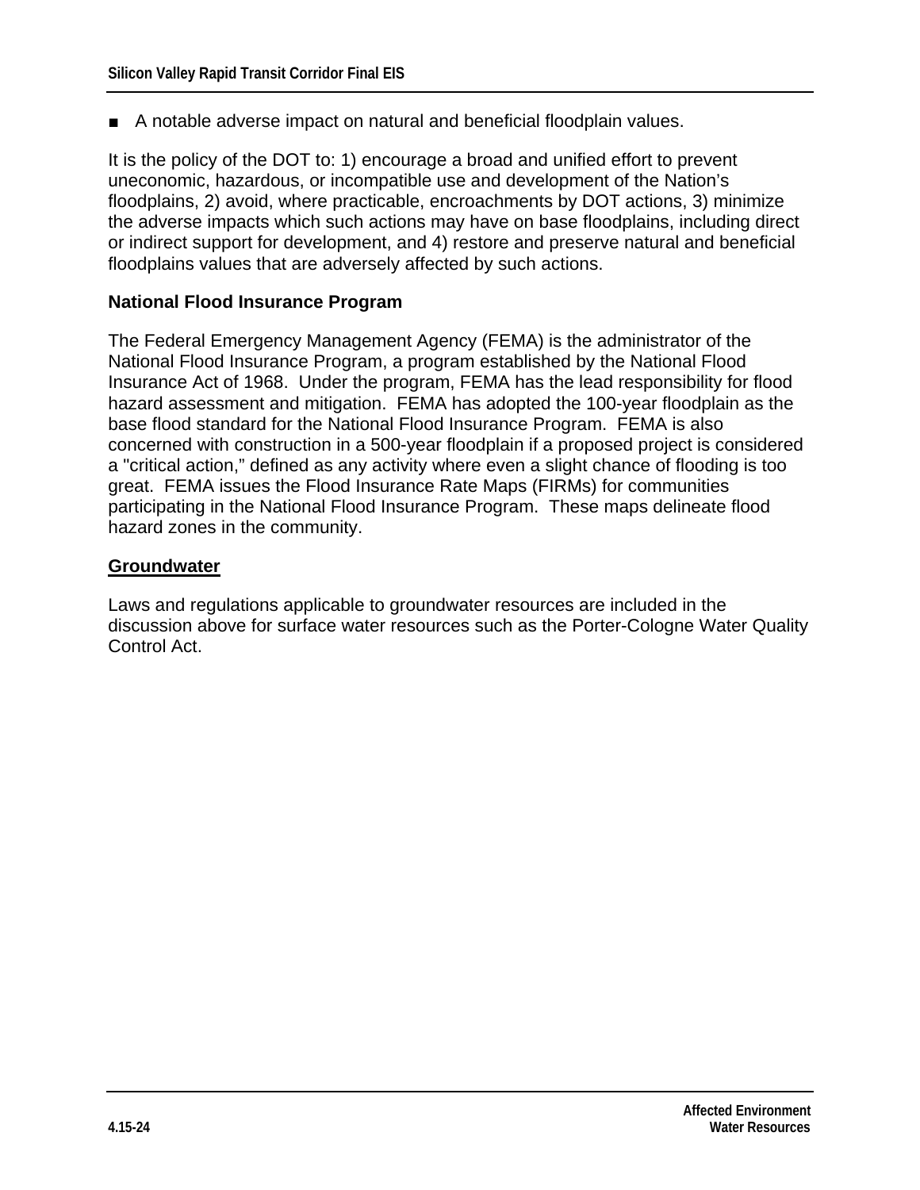- A notable adverse impact on natural and beneficial floodplain values.

It is the policy of the DOT to: 1) encourage a broad and unified effort to prevent uneconomic, hazardous, or incompatible use and development of the Nation's floodplains, 2) avoid, where practicable, encroachments by DOT actions, 3) minimize the adverse impacts which such actions may have on base floodplains, including direct or indirect support for development, and 4) restore and preserve natural and beneficial floodplains values that are adversely affected by such actions.

**National Flood Insurance Program**

The Federal Emergency Management Agency (FEMA) is the administrator of the National Flood Insurance Program, a program established by the National Flood Insurance Act of 1968. Under the program, FEMA has the lead responsibility for flood hazard assessment and mitigation. FEMA has adopted the 100-year floodplain as the base flood standard for the National Flood Insurance Program. FEMA is also concerned with construction in a 500-year floodplain if a proposed project is considered a "critical action," defined as any activity where even a slight chance of flooding is too great. FEMA issues the Flood Insurance Rate Maps (FIRMs) for communities participating in the National Flood Insurance Program. These maps delineate flood hazard zones in the community.

**Groundwater**

Laws and regulations applicable to groundwater resources are included in the discussion above for surface water resources such as the Porter-Cologne Water Quality Control Act.